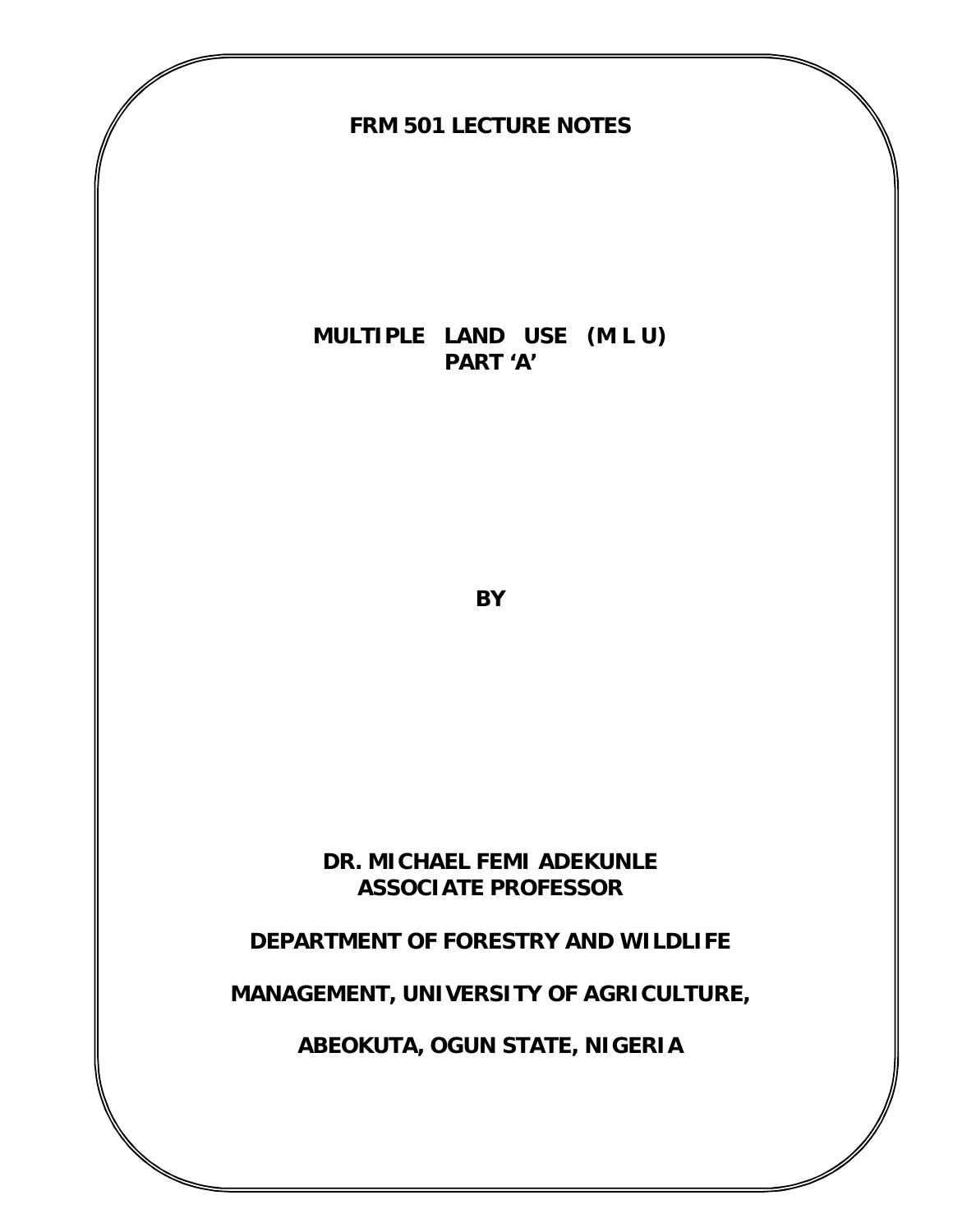# FRM 501 LECTURE NOTES

## MULTIPLE LAND USE (M L U)
## PART 'A'

**BY**

**DR. MICHAEL FEMI ADEKUNLE**
**ASSOCIATE PROFESSOR**

**DEPARTMENT OF FORESTRY AND WILDLIFE**

**MANAGEMENT, UNIVERSITY OF AGRICULTURE,**

**ABEOKUTA, OGUN STATE, NIGERIA**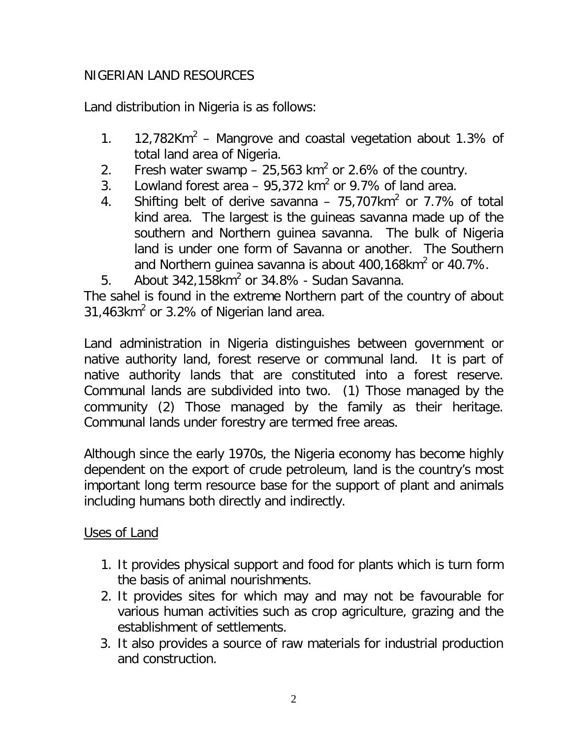NIGERIAN LAND RESOURCES

Land distribution in Nigeria is as follows:

1. 12,782Km$^2$ – Mangrove and coastal vegetation about 1.3% of total land area of Nigeria.
2. Fresh water swamp – 25,563 km$^2$ or 2.6% of the country.
3. Lowland forest area – 95,372 km$^2$ or 9.7% of land area.
4. Shifting belt of derive savanna – 75,707km$^2$ or 7.7% of total kind area. The largest is the guineas savanna made up of the southern and Northern guinea savanna. The bulk of Nigeria land is under one form of Savanna or another. The Southern and Northern guinea savanna is about 400,168km$^2$ or 40.7%.
5. About 342,158km$^2$ or 34.8% - Sudan Savanna.

The sahel is found in the extreme Northern part of the country of about 31,463km$^2$ or 3.2% of Nigerian land area.

Land administration in Nigeria distinguishes between government or native authority land, forest reserve or communal land. It is part of native authority lands that are constituted into a forest reserve. Communal lands are subdivided into two. (1) Those managed by the community (2) Those managed by the family as their heritage. Communal lands under forestry are termed free areas.

Although since the early 1970s, the Nigeria economy has become highly dependent on the export of crude petroleum, land is the country's most important long term resource base for the support of plant and animals including humans both directly and indirectly.

<u>Uses of Land</u>

1. It provides physical support and food for plants which is turn form the basis of animal nourishments.
2. It provides sites for which may and may not be favourable for various human activities such as crop agriculture, grazing and the establishment of settlements.
3. It also provides a source of raw materials for industrial production and construction.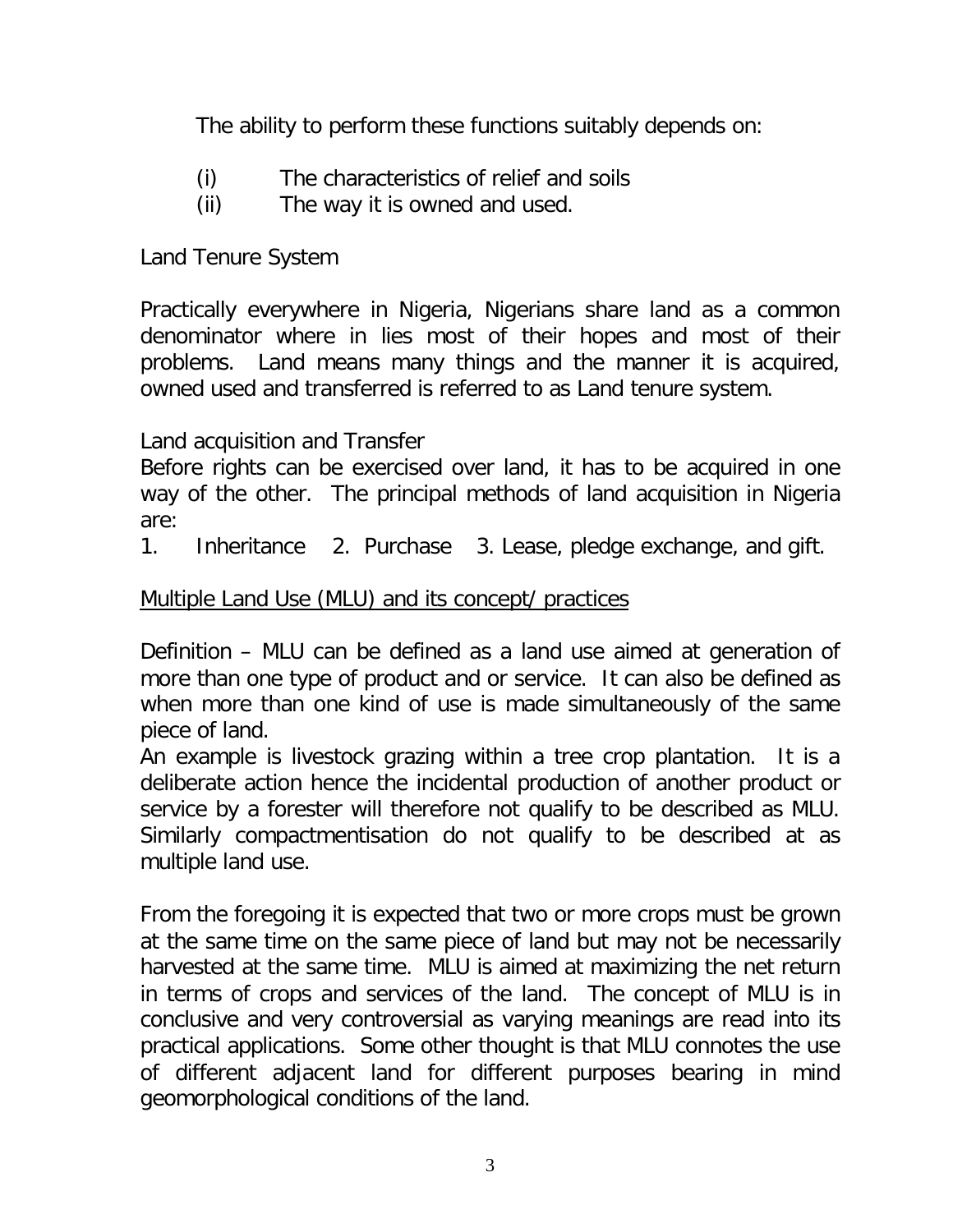The ability to perform these functions suitably depends on:

(i) The characteristics of relief and soils
(ii) The way it is owned and used.

Land Tenure System

Practically everywhere in Nigeria, Nigerians share land as a common denominator where in lies most of their hopes and most of their problems. Land means many things and the manner it is acquired, owned used and transferred is referred to as Land tenure system.

Land acquisition and Transfer

Before rights can be exercised over land, it has to be acquired in one way of the other. The principal methods of land acquisition in Nigeria are:

1. Inheritance 2. Purchase 3. Lease, pledge exchange, and gift.

<u>Multiple Land Use (MLU) and its concept/ practices</u>

Definition – MLU can be defined as a land use aimed at generation of more than one type of product and or service. It can also be defined as when more than one kind of use is made simultaneously of the same piece of land.

An example is livestock grazing within a tree crop plantation. It is a deliberate action hence the incidental production of another product or service by a forester will therefore not qualify to be described as MLU. Similarly compactmentisation do not qualify to be described at as multiple land use.

From the foregoing it is expected that two or more crops must be grown at the same time on the same piece of land but may not be necessarily harvested at the same time. MLU is aimed at maximizing the net return in terms of crops and services of the land. The concept of MLU is in conclusive and very controversial as varying meanings are read into its practical applications. Some other thought is that MLU connotes the use of different adjacent land for different purposes bearing in mind geomorphological conditions of the land.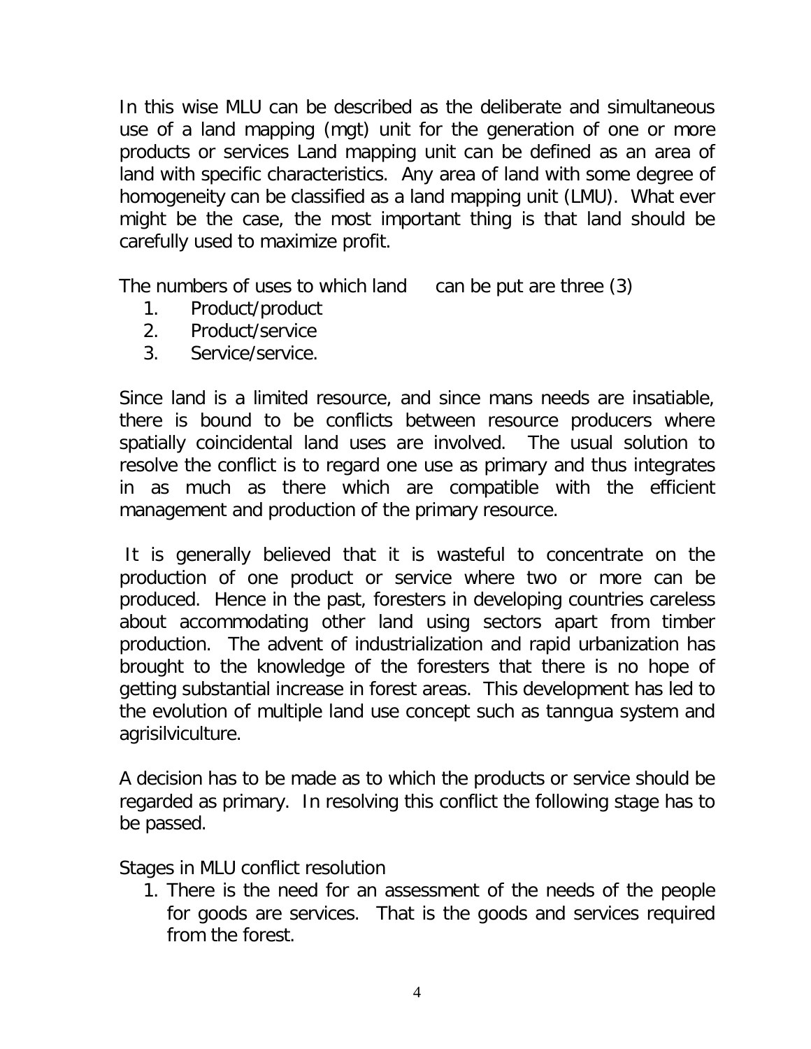In this wise MLU can be described as the deliberate and simultaneous use of a land mapping (mgt) unit for the generation of one or more products or services Land mapping unit can be defined as an area of land with specific characteristics. Any area of land with some degree of homogeneity can be classified as a land mapping unit (LMU). What ever might be the case, the most important thing is that land should be carefully used to maximize profit.

The numbers of uses to which land can be put are three (3)

1. Product/product
2. Product/service
3. Service/service.

Since land is a limited resource, and since mans needs are insatiable, there is bound to be conflicts between resource producers where spatially coincidental land uses are involved. The usual solution to resolve the conflict is to regard one use as primary and thus integrates in as much as there which are compatible with the efficient management and production of the primary resource.

It is generally believed that it is wasteful to concentrate on the production of one product or service where two or more can be produced. Hence in the past, foresters in developing countries careless about accommodating other land using sectors apart from timber production. The advent of industrialization and rapid urbanization has brought to the knowledge of the foresters that there is no hope of getting substantial increase in forest areas. This development has led to the evolution of multiple land use concept such as tanngua system and agrisilviculture.

A decision has to be made as to which the products or service should be regarded as primary. In resolving this conflict the following stage has to be passed.

Stages in MLU conflict resolution

1. There is the need for an assessment of the needs of the people for goods are services. That is the goods and services required from the forest.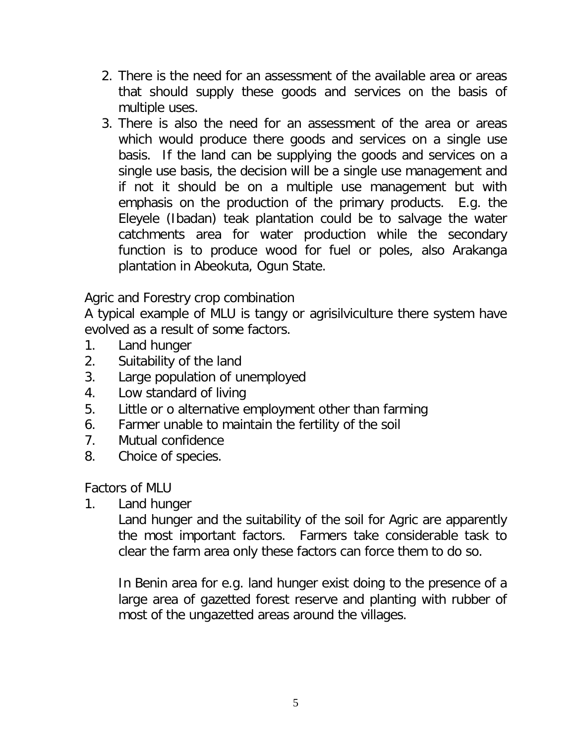2. There is the need for an assessment of the available area or areas that should supply these goods and services on the basis of multiple uses.
3. There is also the need for an assessment of the area or areas which would produce there goods and services on a single use basis. If the land can be supplying the goods and services on a single use basis, the decision will be a single use management and if not it should be on a multiple use management but with emphasis on the production of the primary products. E.g. the Eleyele (Ibadan) teak plantation could be to salvage the water catchments area for water production while the secondary function is to produce wood for fuel or poles, also Arakanga plantation in Abeokuta, Ogun State.

Agric and Forestry crop combination

A typical example of MLU is tangy or agrisilviculture there system have evolved as a result of some factors.

1. Land hunger
2. Suitability of the land
3. Large population of unemployed
4. Low standard of living
5. Little or o alternative employment other than farming
6. Farmer unable to maintain the fertility of the soil
7. Mutual confidence
8. Choice of species.

Factors of MLU

1. Land hunger

   Land hunger and the suitability of the soil for Agric are apparently the most important factors. Farmers take considerable task to clear the farm area only these factors can force them to do so.

   In Benin area for e.g. land hunger exist doing to the presence of a large area of gazetted forest reserve and planting with rubber of most of the ungazetted areas around the villages.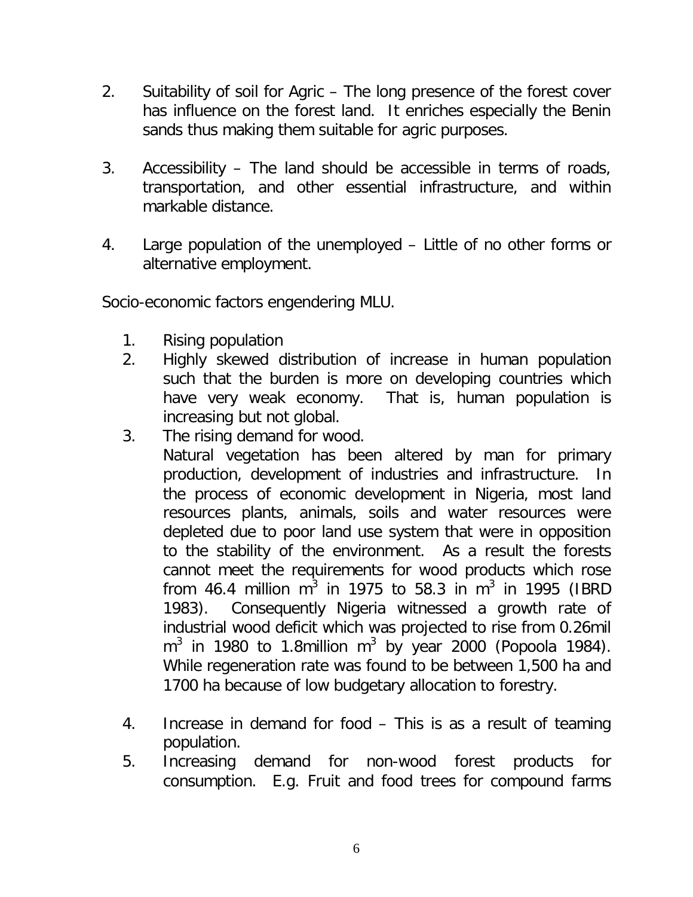2. Suitability of soil for Agric – The long presence of the forest cover has influence on the forest land. It enriches especially the Benin sands thus making them suitable for agric purposes.

3. Accessibility – The land should be accessible in terms of roads, transportation, and other essential infrastructure, and within markable distance.

4. Large population of the unemployed – Little of no other forms or alternative employment.

Socio-economic factors engendering MLU.

1. Rising population
2. Highly skewed distribution of increase in human population such that the burden is more on developing countries which have very weak economy. That is, human population is increasing but not global.
3. The rising demand for wood.
   Natural vegetation has been altered by man for primary production, development of industries and infrastructure. In the process of economic development in Nigeria, most land resources plants, animals, soils and water resources were depleted due to poor land use system that were in opposition to the stability of the environment. As a result the forests cannot meet the requirements for wood products which rose from 46.4 million $m^3$ in 1975 to 58.3 in $m^3$ in 1995 (IBRD 1983). Consequently Nigeria witnessed a growth rate of industrial wood deficit which was projected to rise from 0.26mil $m^3$ in 1980 to 1.8million $m^3$ by year 2000 (Popoola 1984). While regeneration rate was found to be between 1,500 ha and 1700 ha because of low budgetary allocation to forestry.

4. Increase in demand for food – This is as a result of teaming population.
5. Increasing demand for non-wood forest products for consumption. E.g. Fruit and food trees for compound farms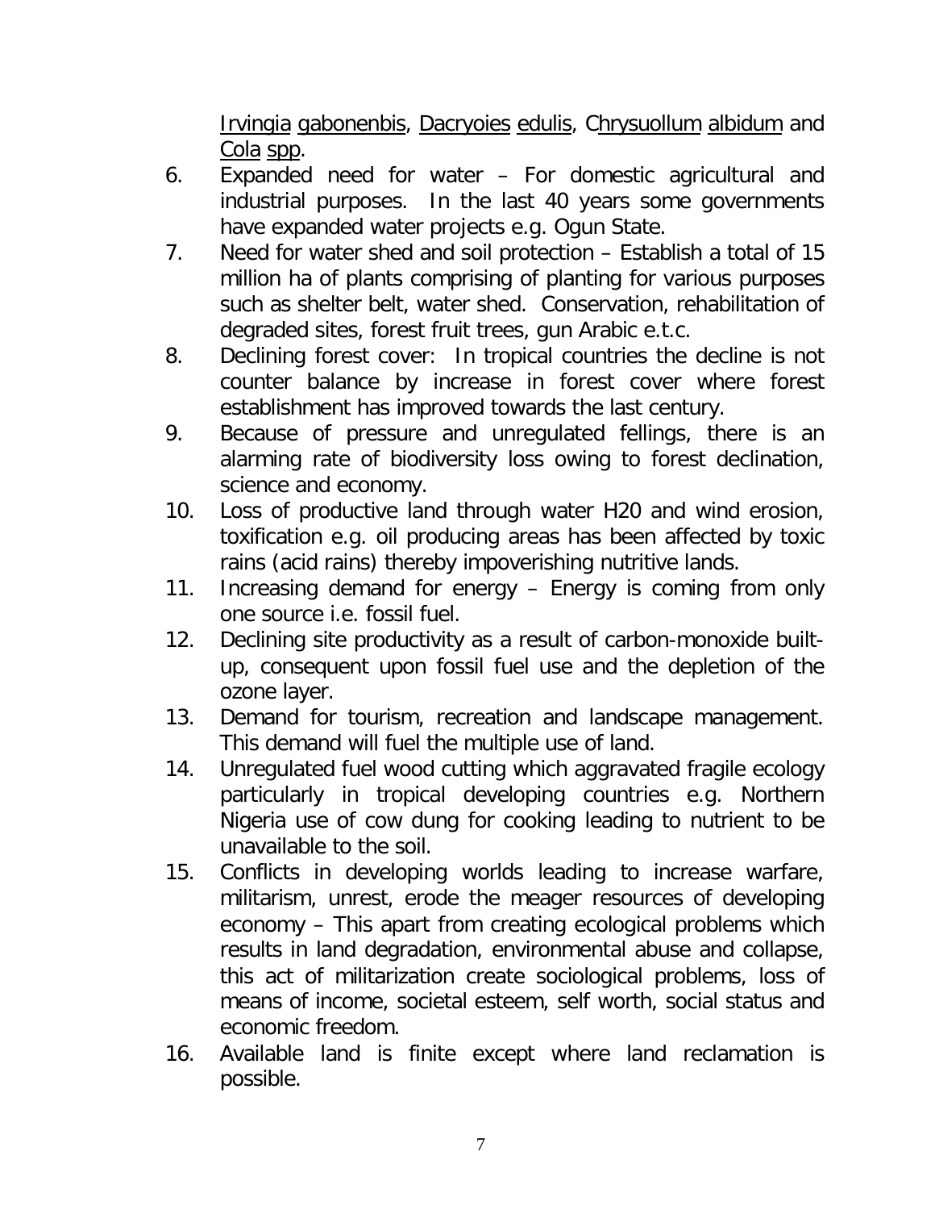Irvingia gabonenbis, Dacryoies edulis, Chrysuollum albidum and Cola spp.

6. Expanded need for water – For domestic agricultural and industrial purposes. In the last 40 years some governments have expanded water projects e.g. Ogun State.
7. Need for water shed and soil protection – Establish a total of 15 million ha of plants comprising of planting for various purposes such as shelter belt, water shed. Conservation, rehabilitation of degraded sites, forest fruit trees, gun Arabic e.t.c.
8. Declining forest cover: In tropical countries the decline is not counter balance by increase in forest cover where forest establishment has improved towards the last century.
9. Because of pressure and unregulated fellings, there is an alarming rate of biodiversity loss owing to forest declination, science and economy.
10. Loss of productive land through water H20 and wind erosion, toxification e.g. oil producing areas has been affected by toxic rains (acid rains) thereby impoverishing nutritive lands.
11. Increasing demand for energy – Energy is coming from only one source i.e. fossil fuel.
12. Declining site productivity as a result of carbon-monoxide built-up, consequent upon fossil fuel use and the depletion of the ozone layer.
13. Demand for tourism, recreation and landscape management. This demand will fuel the multiple use of land.
14. Unregulated fuel wood cutting which aggravated fragile ecology particularly in tropical developing countries e.g. Northern Nigeria use of cow dung for cooking leading to nutrient to be unavailable to the soil.
15. Conflicts in developing worlds leading to increase warfare, militarism, unrest, erode the meager resources of developing economy – This apart from creating ecological problems which results in land degradation, environmental abuse and collapse, this act of militarization create sociological problems, loss of means of income, societal esteem, self worth, social status and economic freedom.
16. Available land is finite except where land reclamation is possible.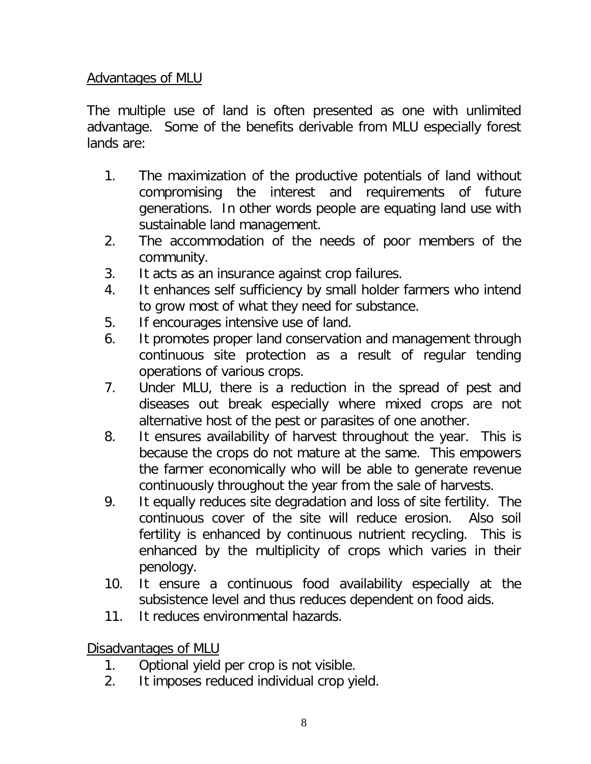Advantages of MLU

The multiple use of land is often presented as one with unlimited advantage. Some of the benefits derivable from MLU especially forest lands are:

1. The maximization of the productive potentials of land without compromising the interest and requirements of future generations. In other words people are equating land use with sustainable land management.
2. The accommodation of the needs of poor members of the community.
3. It acts as an insurance against crop failures.
4. It enhances self sufficiency by small holder farmers who intend to grow most of what they need for substance.
5. If encourages intensive use of land.
6. It promotes proper land conservation and management through continuous site protection as a result of regular tending operations of various crops.
7. Under MLU, there is a reduction in the spread of pest and diseases out break especially where mixed crops are not alternative host of the pest or parasites of one another.
8. It ensures availability of harvest throughout the year. This is because the crops do not mature at the same. This empowers the farmer economically who will be able to generate revenue continuously throughout the year from the sale of harvests.
9. It equally reduces site degradation and loss of site fertility. The continuous cover of the site will reduce erosion. Also soil fertility is enhanced by continuous nutrient recycling. This is enhanced by the multiplicity of crops which varies in their penology.
10. It ensure a continuous food availability especially at the subsistence level and thus reduces dependent on food aids.
11. It reduces environmental hazards.

Disadvantages of MLU

1. Optional yield per crop is not visible.
2. It imposes reduced individual crop yield.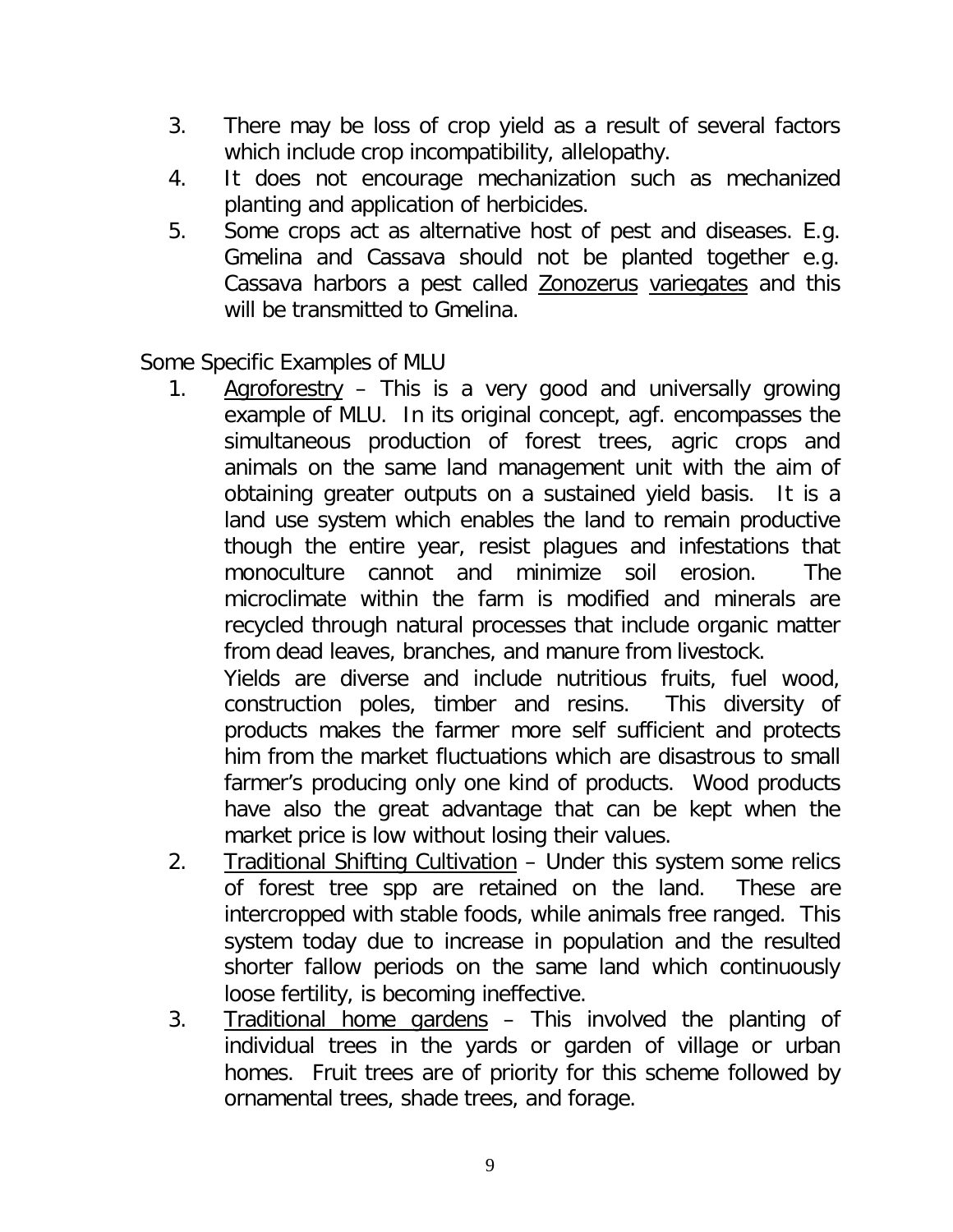3. There may be loss of crop yield as a result of several factors which include crop incompatibility, allelopathy.
4. It does not encourage mechanization such as mechanized planting and application of herbicides.
5. Some crops act as alternative host of pest and diseases. E.g. Gmelina and Cassava should not be planted together e.g. Cassava harbors a pest called <u>Zonozerus</u> <u>variegates</u> and this will be transmitted to Gmelina.

Some Specific Examples of MLU

1. <u>Agroforestry</u> – This is a very good and universally growing example of MLU. In its original concept, agf. encompasses the simultaneous production of forest trees, agric crops and animals on the same land management unit with the aim of obtaining greater outputs on a sustained yield basis. It is a land use system which enables the land to remain productive though the entire year, resist plagues and infestations that monoculture cannot and minimize soil erosion. The microclimate within the farm is modified and minerals are recycled through natural processes that include organic matter from dead leaves, branches, and manure from livestock.
   Yields are diverse and include nutritious fruits, fuel wood, construction poles, timber and resins. This diversity of products makes the farmer more self sufficient and protects him from the market fluctuations which are disastrous to small farmer's producing only one kind of products. Wood products have also the great advantage that can be kept when the market price is low without losing their values.
2. <u>Traditional Shifting Cultivation</u> – Under this system some relics of forest tree spp are retained on the land. These are intercropped with stable foods, while animals free ranged. This system today due to increase in population and the resulted shorter fallow periods on the same land which continuously loose fertility, is becoming ineffective.
3. <u>Traditional home gardens</u> – This involved the planting of individual trees in the yards or garden of village or urban homes. Fruit trees are of priority for this scheme followed by ornamental trees, shade trees, and forage.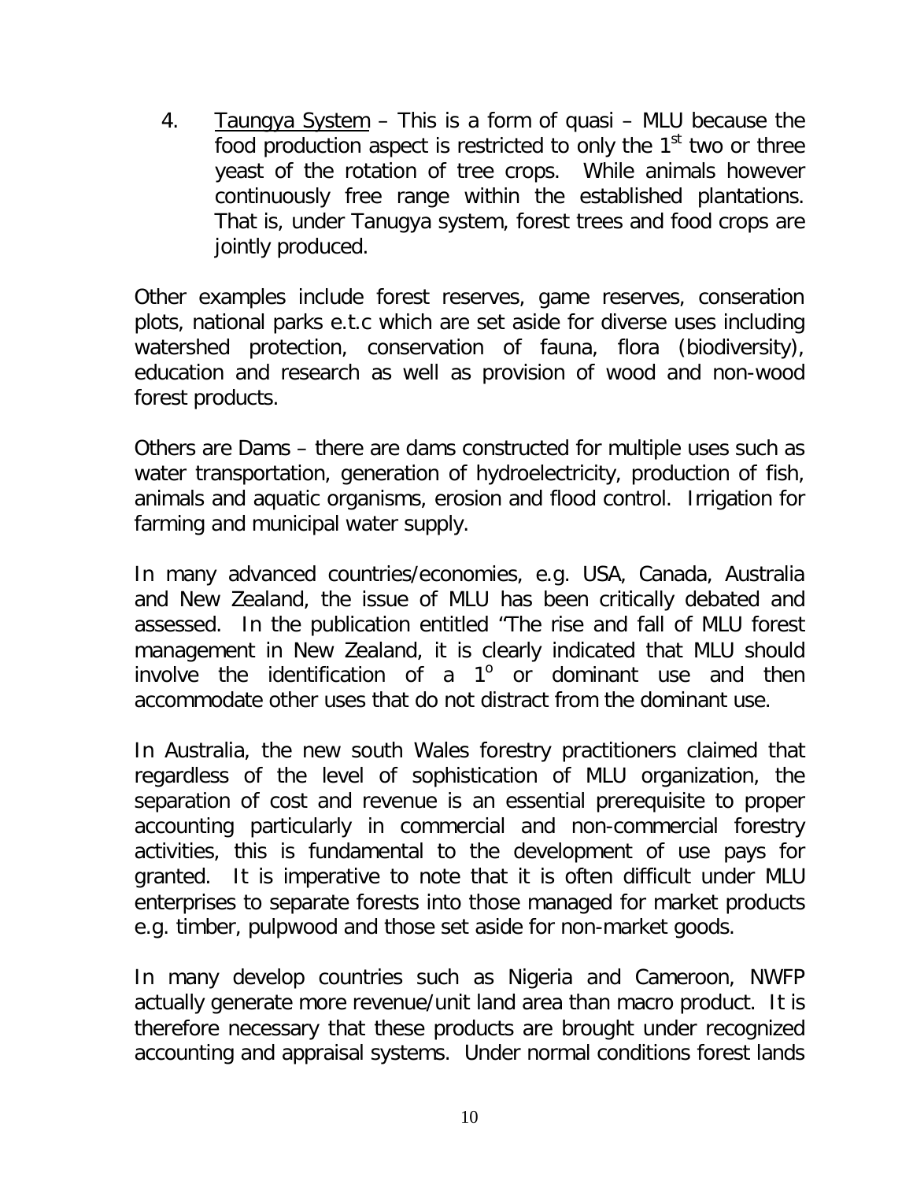4. <u>Taungya System</u> – This is a form of quasi – MLU because the food production aspect is restricted to only the 1st two or three yeast of the rotation of tree crops. While animals however continuously free range within the established plantations. That is, under Tanugya system, forest trees and food crops are jointly produced.

Other examples include forest reserves, game reserves, conseration plots, national parks e.t.c which are set aside for diverse uses including watershed protection, conservation of fauna, flora (biodiversity), education and research as well as provision of wood and non-wood forest products.

Others are Dams – there are dams constructed for multiple uses such as water transportation, generation of hydroelectricity, production of fish, animals and aquatic organisms, erosion and flood control. Irrigation for farming and municipal water supply.

In many advanced countries/economies, e.g. USA, Canada, Australia and New Zealand, the issue of MLU has been critically debated and assessed. In the publication entitled "The rise and fall of MLU forest management in New Zealand, it is clearly indicated that MLU should involve the identification of a $1^{o}$ or dominant use and then accommodate other uses that do not distract from the dominant use.

In Australia, the new south Wales forestry practitioners claimed that regardless of the level of sophistication of MLU organization, the separation of cost and revenue is an essential prerequisite to proper accounting particularly in commercial and non-commercial forestry activities, this is fundamental to the development of use pays for granted. It is imperative to note that it is often difficult under MLU enterprises to separate forests into those managed for market products e.g. timber, pulpwood and those set aside for non-market goods.

In many develop countries such as Nigeria and Cameroon, NWFP actually generate more revenue/unit land area than macro product. It is therefore necessary that these products are brought under recognized accounting and appraisal systems. Under normal conditions forest lands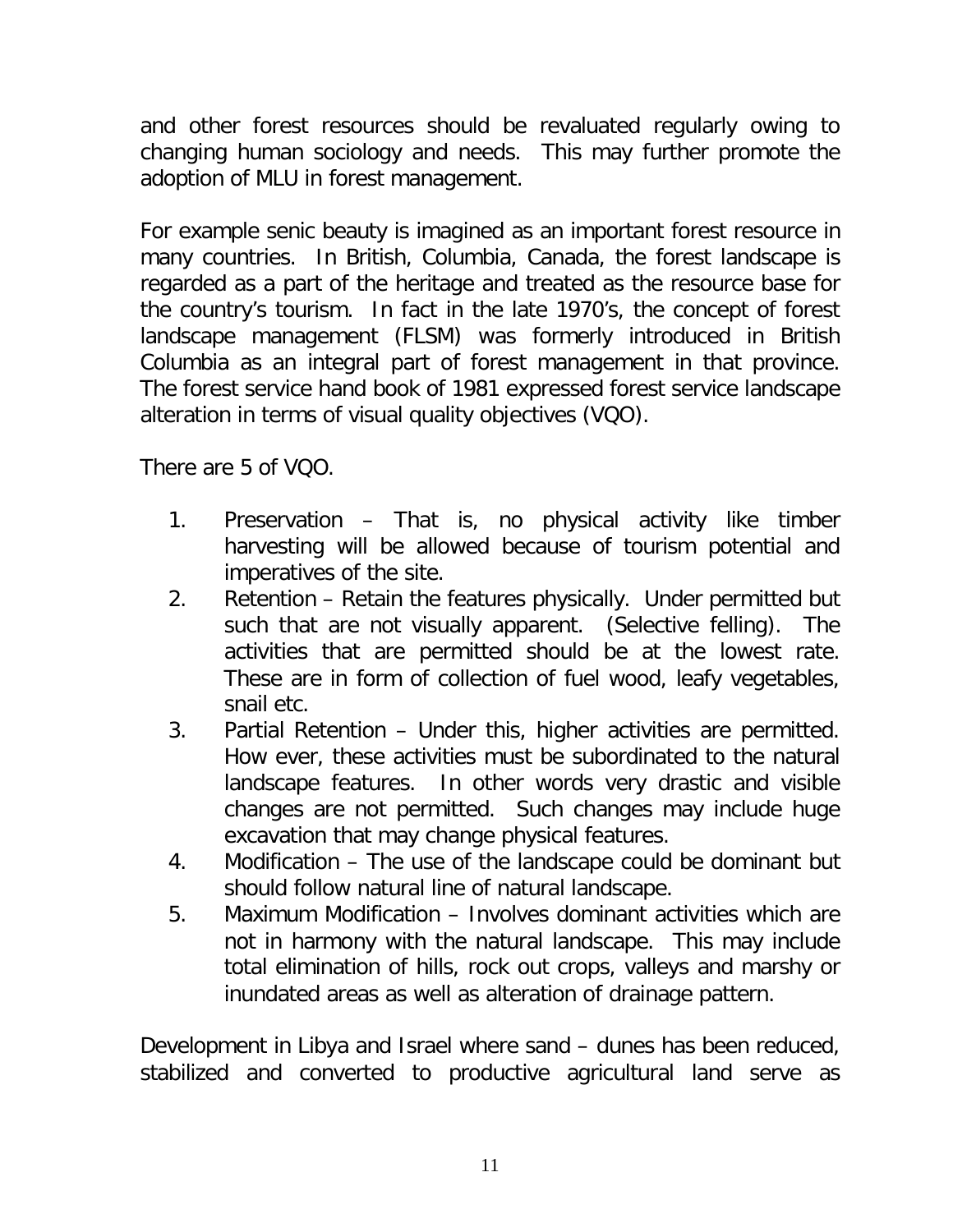and other forest resources should be revaluated regularly owing to changing human sociology and needs. This may further promote the adoption of MLU in forest management.

For example senic beauty is imagined as an important forest resource in many countries. In British, Columbia, Canada, the forest landscape is regarded as a part of the heritage and treated as the resource base for the country's tourism. In fact in the late 1970's, the concept of forest landscape management (FLSM) was formerly introduced in British Columbia as an integral part of forest management in that province. The forest service hand book of 1981 expressed forest service landscape alteration in terms of visual quality objectives (VQO).

There are 5 of VQO.

1. Preservation – That is, no physical activity like timber harvesting will be allowed because of tourism potential and imperatives of the site.
2. Retention – Retain the features physically. Under permitted but such that are not visually apparent. (Selective felling). The activities that are permitted should be at the lowest rate. These are in form of collection of fuel wood, leafy vegetables, snail etc.
3. Partial Retention – Under this, higher activities are permitted. How ever, these activities must be subordinated to the natural landscape features. In other words very drastic and visible changes are not permitted. Such changes may include huge excavation that may change physical features.
4. Modification – The use of the landscape could be dominant but should follow natural line of natural landscape.
5. Maximum Modification – Involves dominant activities which are not in harmony with the natural landscape. This may include total elimination of hills, rock out crops, valleys and marshy or inundated areas as well as alteration of drainage pattern.

Development in Libya and Israel where sand – dunes has been reduced, stabilized and converted to productive agricultural land serve as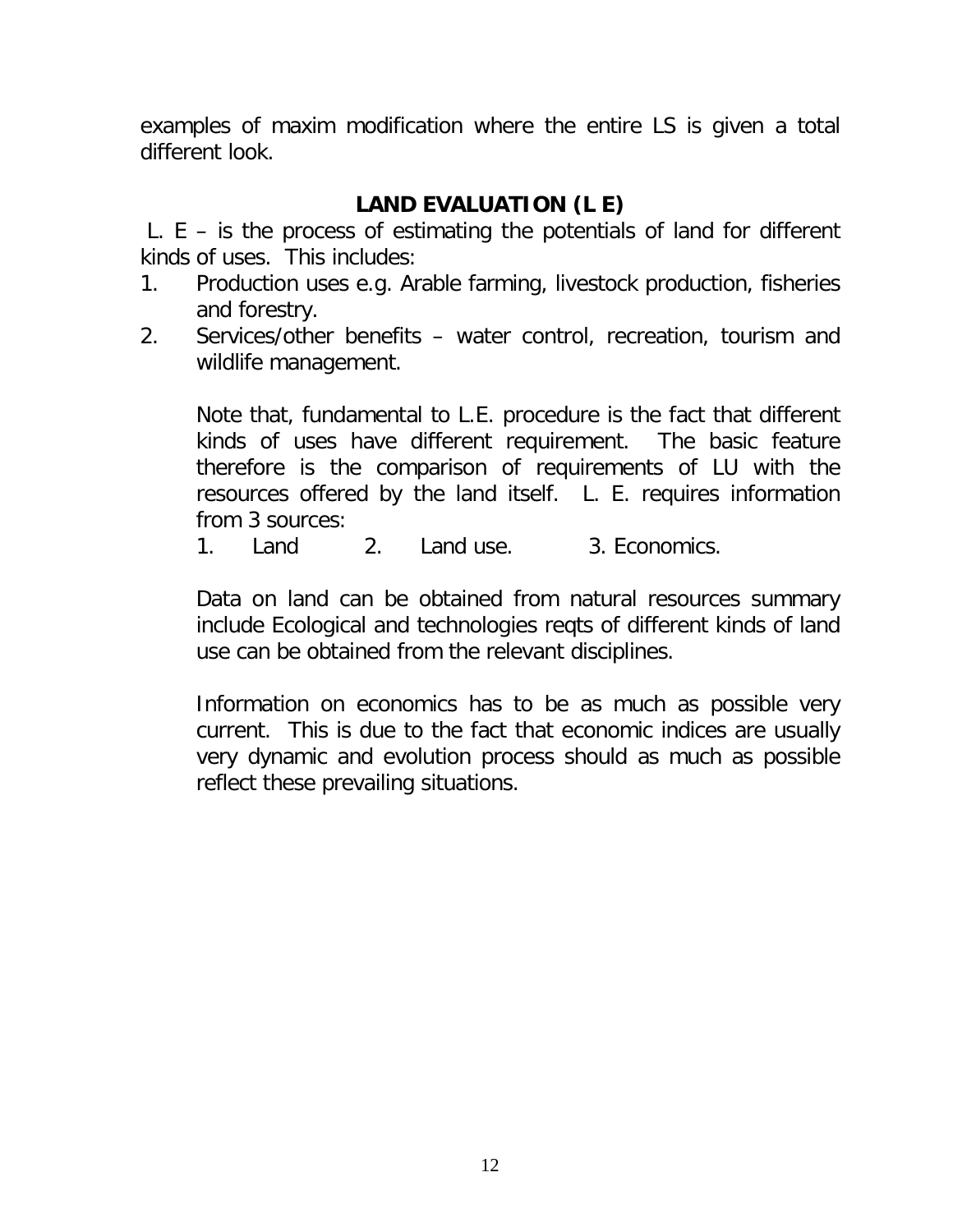examples of maxim modification where the entire LS is given a total different look.

## LAND EVALUATION (L E)

L. E – is the process of estimating the potentials of land for different kinds of uses. This includes:

1. Production uses e.g. Arable farming, livestock production, fisheries and forestry.
2. Services/other benefits – water control, recreation, tourism and wildlife management.

Note that, fundamental to L.E. procedure is the fact that different kinds of uses have different requirement. The basic feature therefore is the comparison of requirements of LU with the resources offered by the land itself. L. E. requires information from 3 sources:

1. Land 2. Land use. 3. Economics.

Data on land can be obtained from natural resources summary include Ecological and technologies reqts of different kinds of land use can be obtained from the relevant disciplines.

Information on economics has to be as much as possible very current. This is due to the fact that economic indices are usually very dynamic and evolution process should as much as possible reflect these prevailing situations.